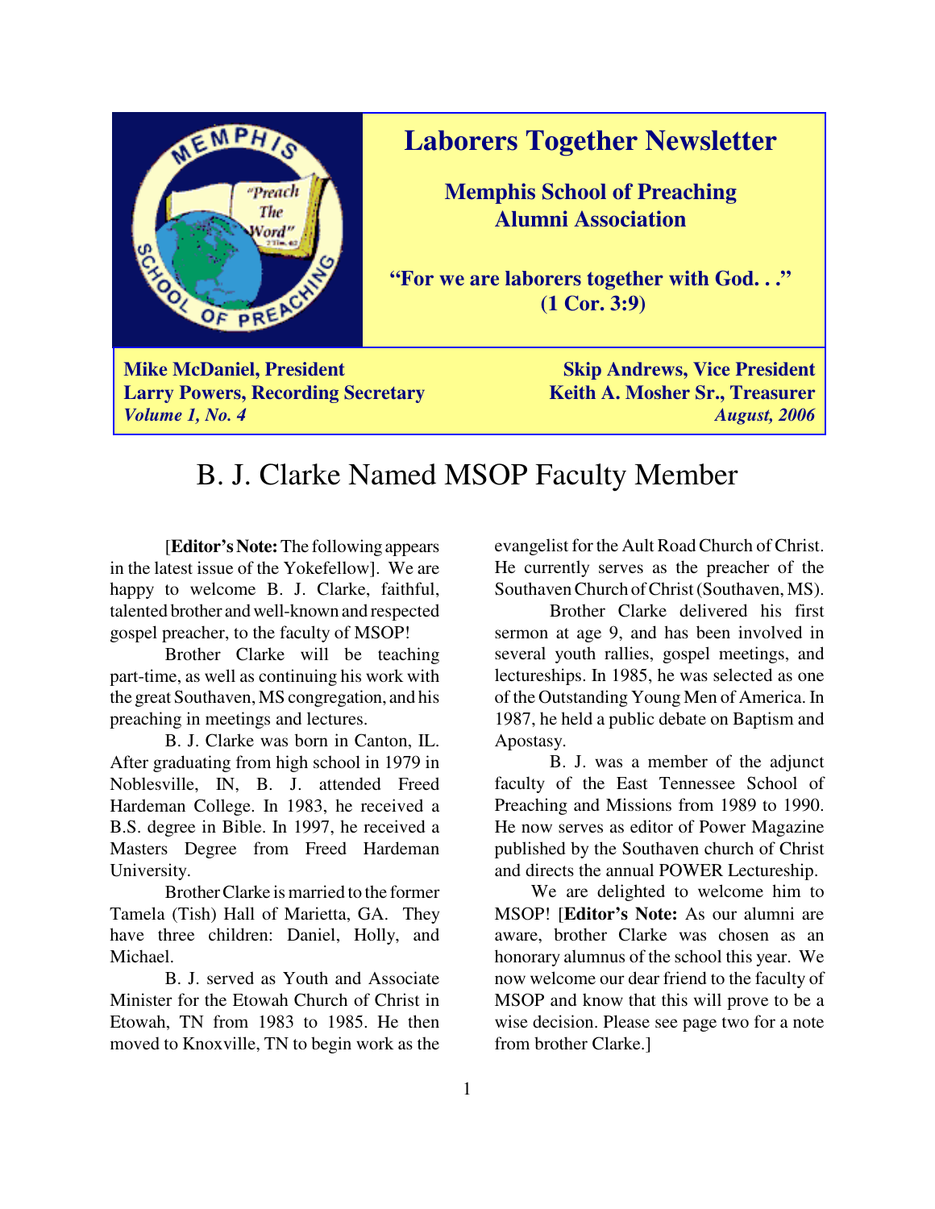# Laborers Together Newsletter

## Memphis School of Preaching Alumni Association

**"For we are laborers together with God. . ." (1 Cor. 3:9)**

**Mike McDaniel, President**
**Skip Andrews, Vice President**
**Larry Powers, Recording Secretary**
**Keith A. Mosher Sr., Treasurer**
***Volume 1, No. 4***
***August, 2006***

# B. J. Clarke Named MSOP Faculty Member

[**Editor's Note:** The following appears in the latest issue of the Yokefellow]. We are happy to welcome B. J. Clarke, faithful, talented brother and well-known and respected gospel preacher, to the faculty of MSOP!

Brother Clarke will be teaching part-time, as well as continuing his work with the great Southaven, MS congregation, and his preaching in meetings and lectures.

B. J. Clarke was born in Canton, IL. After graduating from high school in 1979 in Noblesville, IN, B. J. attended Freed Hardeman College. In 1983, he received a B.S. degree in Bible. In 1997, he received a Masters Degree from Freed Hardeman University.

Brother Clarke is married to the former Tamela (Tish) Hall of Marietta, GA. They have three children: Daniel, Holly, and Michael.

B. J. served as Youth and Associate Minister for the Etowah Church of Christ in Etowah, TN from 1983 to 1985. He then moved to Knoxville, TN to begin work as the evangelist for the Ault Road Church of Christ. He currently serves as the preacher of the Southaven Church of Christ (Southaven, MS).

Brother Clarke delivered his first sermon at age 9, and has been involved in several youth rallies, gospel meetings, and lectureships. In 1985, he was selected as one of the Outstanding Young Men of America. In 1987, he held a public debate on Baptism and Apostasy.

B. J. was a member of the adjunct faculty of the East Tennessee School of Preaching and Missions from 1989 to 1990. He now serves as editor of Power Magazine published by the Southaven church of Christ and directs the annual POWER Lectureship.

We are delighted to welcome him to MSOP! [**Editor's Note:** As our alumni are aware, brother Clarke was chosen as an honorary alumnus of the school this year. We now welcome our dear friend to the faculty of MSOP and know that this will prove to be a wise decision. Please see page two for a note from brother Clarke.]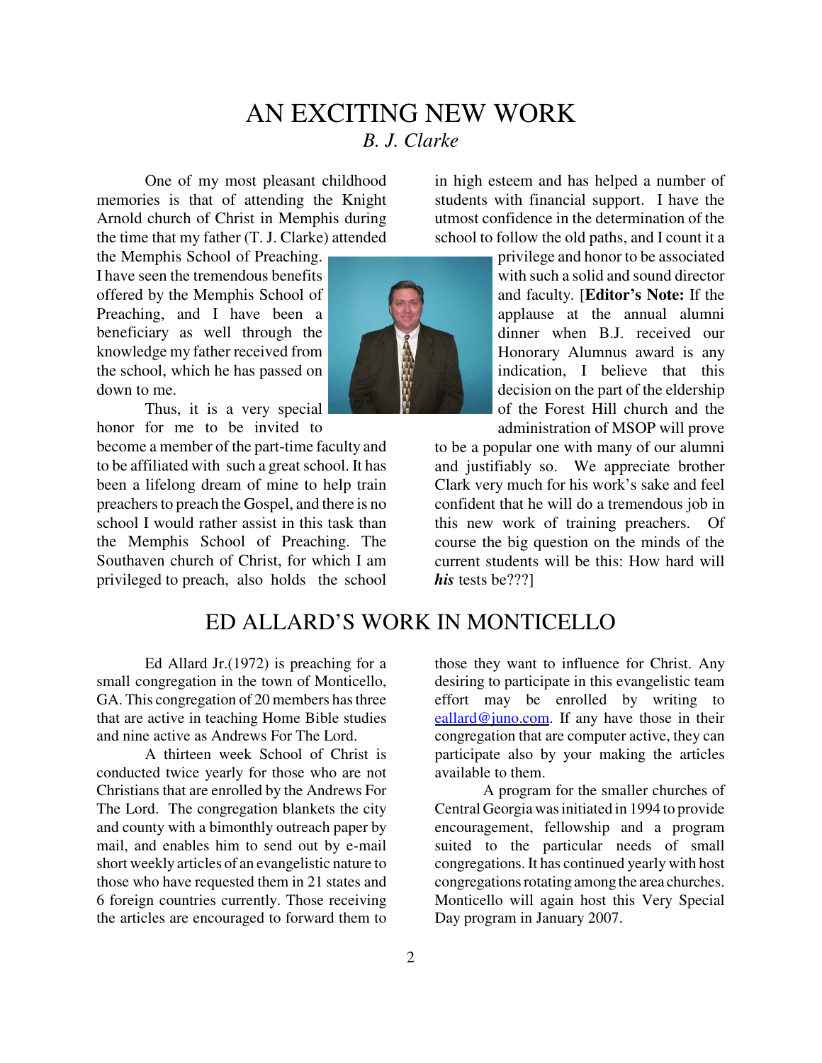# AN EXCITING NEW WORK

*B. J. Clarke*

One of my most pleasant childhood memories is that of attending the Knight Arnold church of Christ in Memphis during the time that my father (T. J. Clarke) attended the Memphis School of Preaching. I have seen the tremendous benefits offered by the Memphis School of Preaching, and I have been a beneficiary as well through the knowledge my father received from the school, which he has passed on down to me.

Thus, it is a very special honor for me to be invited to become a member of the part-time faculty and to be affiliated with such a great school. It has been a lifelong dream of mine to help train preachers to preach the Gospel, and there is no school I would rather assist in this task than the Memphis School of Preaching. The Southaven church of Christ, for which I am privileged to preach, also holds the school in high esteem and has helped a number of students with financial support. I have the utmost confidence in the determination of the school to follow the old paths, and I count it a privilege and honor to be associated with such a solid and sound director and faculty. [**Editor's Note:** If the applause at the annual alumni dinner when B.J. received our Honorary Alumnus award is any indication, I believe that this decision on the part of the eldership of the Forest Hill church and the administration of MSOP will prove to be a popular one with many of our alumni and justifiably so. We appreciate brother Clark very much for his work's sake and feel confident that he will do a tremendous job in this new work of training preachers. Of course the big question on the minds of the current students will be this: How hard will ***his*** tests be???]

# ED ALLARD'S WORK IN MONTICELLO

Ed Allard Jr.(1972) is preaching for a small congregation in the town of Monticello, GA. This congregation of 20 members has three that are active in teaching Home Bible studies and nine active as Andrews For The Lord.

A thirteen week School of Christ is conducted twice yearly for those who are not Christians that are enrolled by the Andrews For The Lord. The congregation blankets the city and county with a bimonthly outreach paper by mail, and enables him to send out by e-mail short weekly articles of an evangelistic nature to those who have requested them in 21 states and 6 foreign countries currently. Those receiving the articles are encouraged to forward them to those they want to influence for Christ. Any desiring to participate in this evangelistic team effort may be enrolled by writing to eallard@juno.com. If any have those in their congregation that are computer active, they can participate also by your making the articles available to them.

A program for the smaller churches of Central Georgia was initiated in 1994 to provide encouragement, fellowship and a program suited to the particular needs of small congregations. It has continued yearly with host congregations rotating among the area churches. Monticello will again host this Very Special Day program in January 2007.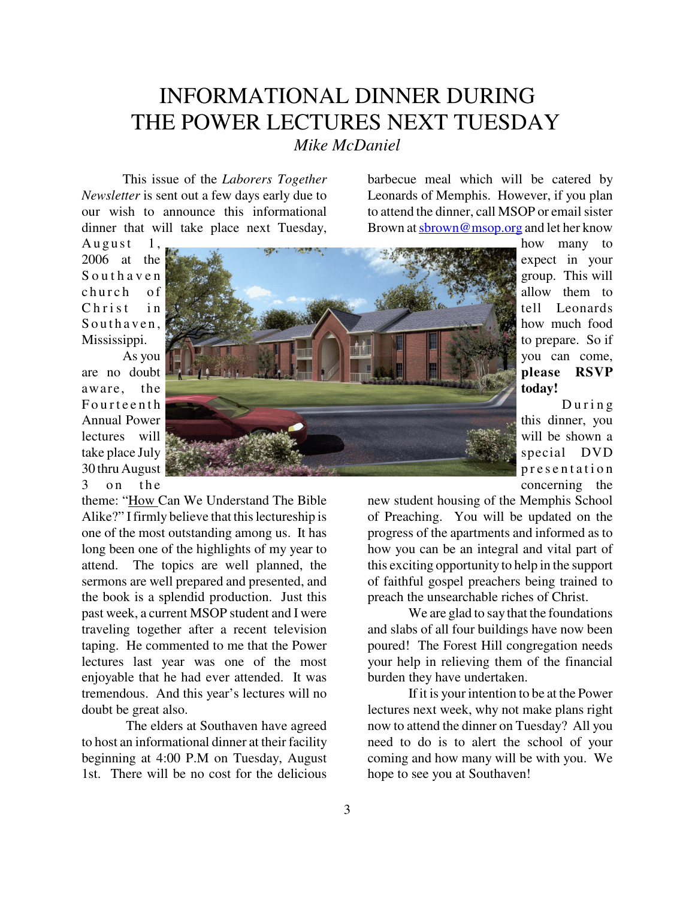# INFORMATIONAL DINNER DURING THE POWER LECTURES NEXT TUESDAY

*Mike McDaniel*

This issue of the *Laborers Together Newsletter* is sent out a few days early due to our wish to announce this informational dinner that will take place next Tuesday, August 1, 2006 at the Southaven church of Christ in Southaven, Mississippi.

As you are no doubt aware, the Fourteenth Annual Power lectures will take place July 30 thru August 3 on the theme: "How Can We Understand The Bible Alike?" I firmly believe that this lectureship is one of the most outstanding among us. It has long been one of the highlights of my year to attend. The topics are well planned, the sermons are well prepared and presented, and the book is a splendid production. Just this past week, a current MSOP student and I were traveling together after a recent television taping. He commented to me that the Power lectures last year was one of the most enjoyable that he had ever attended. It was tremendous. And this year's lectures will no doubt be great also.

The elders at Southaven have agreed to host an informational dinner at their facility beginning at 4:00 P.M on Tuesday, August 1st. There will be no cost for the delicious barbecue meal which will be catered by Leonards of Memphis. However, if you plan to attend the dinner, call MSOP or email sister Brown at sbrown@msop.org and let her know how many to expect in your group. This will allow them to tell Leonards how much food to prepare. So if you can come, **please RSVP today!**

During this dinner, you will be shown a special DVD presentation concerning the new student housing of the Memphis School of Preaching. You will be updated on the progress of the apartments and informed as to how you can be an integral and vital part of this exciting opportunity to help in the support of faithful gospel preachers being trained to preach the unsearchable riches of Christ.

We are glad to say that the foundations and slabs of all four buildings have now been poured! The Forest Hill congregation needs your help in relieving them of the financial burden they have undertaken.

If it is your intention to be at the Power lectures next week, why not make plans right now to attend the dinner on Tuesday? All you need to do is to alert the school of your coming and how many will be with you. We hope to see you at Southaven!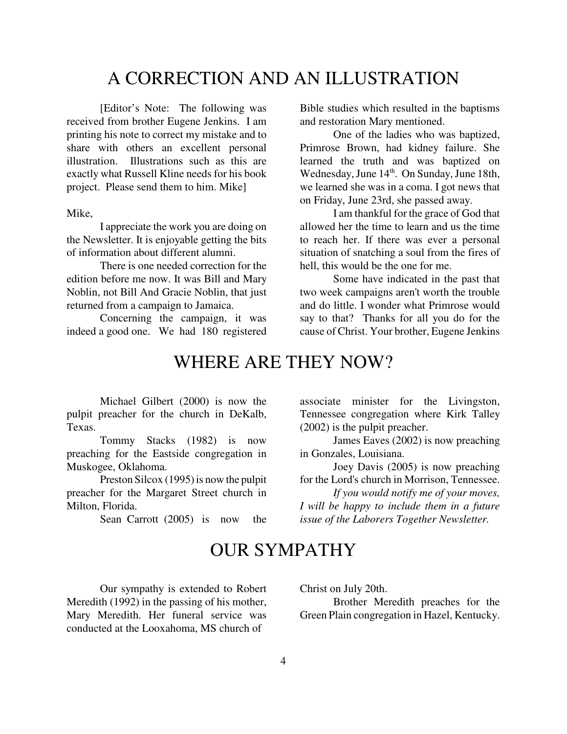# A CORRECTION AND AN ILLUSTRATION

[Editor's Note: The following was received from brother Eugene Jenkins. I am printing his note to correct my mistake and to share with others an excellent personal illustration. Illustrations such as this are exactly what Russell Kline needs for his book project. Please send them to him. Mike]

Mike,

I appreciate the work you are doing on the Newsletter. It is enjoyable getting the bits of information about different alumni.

There is one needed correction for the edition before me now. It was Bill and Mary Noblin, not Bill And Gracie Noblin, that just returned from a campaign to Jamaica.

Concerning the campaign, it was indeed a good one. We had 180 registered Bible studies which resulted in the baptisms and restoration Mary mentioned.

One of the ladies who was baptized, Primrose Brown, had kidney failure. She learned the truth and was baptized on Wednesday, June 14th. On Sunday, June 18th, we learned she was in a coma. I got news that on Friday, June 23rd, she passed away.

I am thankful for the grace of God that allowed her the time to learn and us the time to reach her. If there was ever a personal situation of snatching a soul from the fires of hell, this would be the one for me.

Some have indicated in the past that two week campaigns aren't worth the trouble and do little. I wonder what Primrose would say to that? Thanks for all you do for the cause of Christ. Your brother, Eugene Jenkins

# WHERE ARE THEY NOW?

Michael Gilbert (2000) is now the pulpit preacher for the church in DeKalb, Texas.

Tommy Stacks (1982) is now preaching for the Eastside congregation in Muskogee, Oklahoma.

Preston Silcox (1995) is now the pulpit preacher for the Margaret Street church in Milton, Florida.

Sean Carrott (2005) is now the associate minister for the Livingston, Tennessee congregation where Kirk Talley (2002) is the pulpit preacher.

James Eaves (2002) is now preaching in Gonzales, Louisiana.

Joey Davis (2005) is now preaching for the Lord's church in Morrison, Tennessee.

*If you would notify me of your moves, I will be happy to include them in a future issue of the Laborers Together Newsletter.*

# OUR SYMPATHY

Our sympathy is extended to Robert Meredith (1992) in the passing of his mother, Mary Meredith. Her funeral service was conducted at the Looxahoma, MS church of Christ on July 20th.

Brother Meredith preaches for the Green Plain congregation in Hazel, Kentucky.